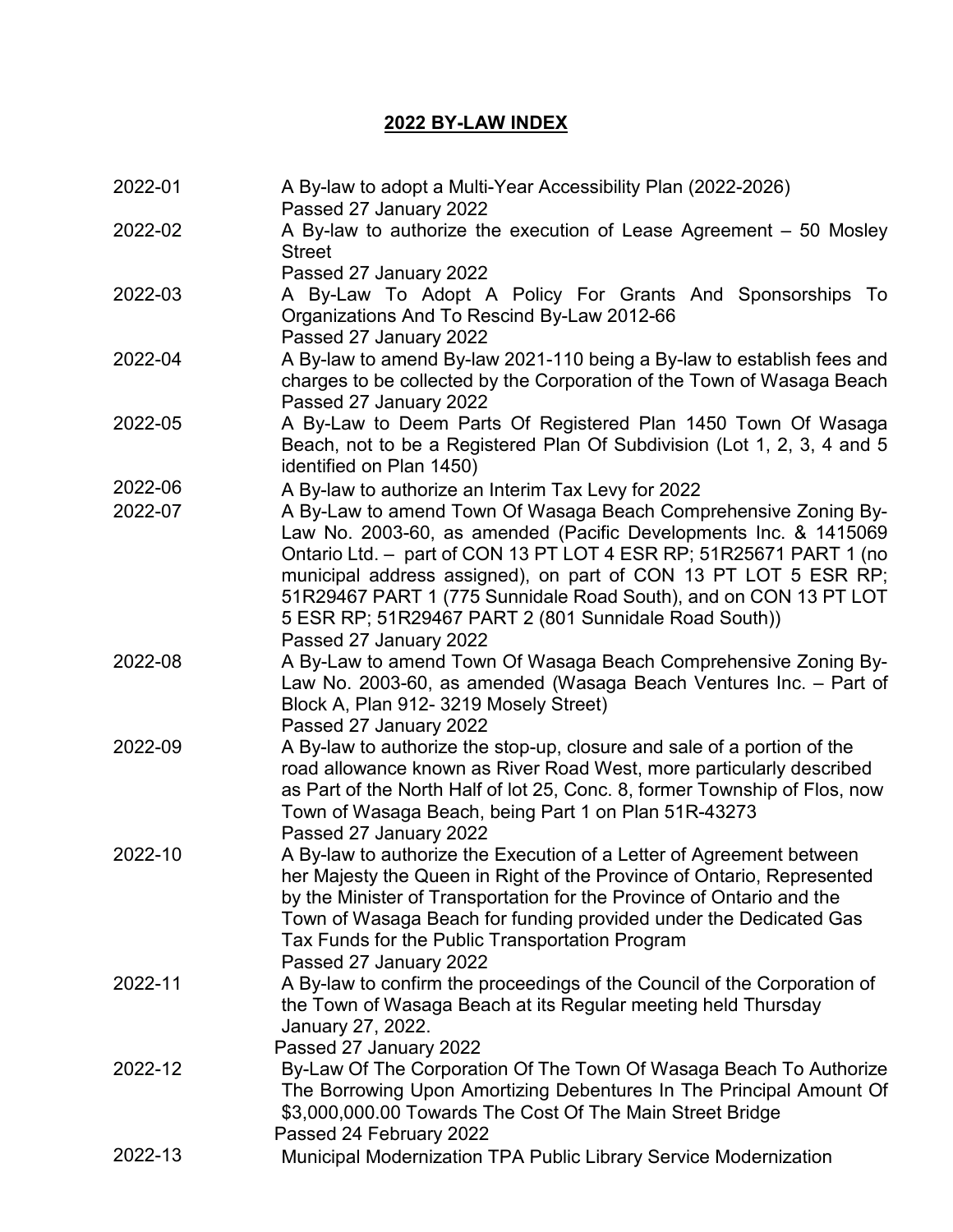# 2022 BY-LAW INDEX

| | |
|---|---|
| 2022-01 | A By-law to adopt a Multi-Year Accessibility Plan (2022-2026)<br>Passed 27 January 2022 |
| 2022-02 | A By-law to authorize the execution of Lease Agreement – 50 Mosley Street<br>Passed 27 January 2022 |
| 2022-03 | A By-Law To Adopt A Policy For Grants And Sponsorships To Organizations And To Rescind By-Law 2012-66<br>Passed 27 January 2022 |
| 2022-04 | A By-law to amend By-law 2021-110 being a By-law to establish fees and charges to be collected by the Corporation of the Town of Wasaga Beach<br>Passed 27 January 2022 |
| 2022-05 | A By-Law to Deem Parts Of Registered Plan 1450 Town Of Wasaga Beach, not to be a Registered Plan Of Subdivision (Lot 1, 2, 3, 4 and 5 identified on Plan 1450) |
| 2022-06 | A By-law to authorize an Interim Tax Levy for 2022 |
| 2022-07 | A By-Law to amend Town Of Wasaga Beach Comprehensive Zoning By-Law No. 2003-60, as amended (Pacific Developments Inc. & 1415069 Ontario Ltd. – part of CON 13 PT LOT 4 ESR RP; 51R25671 PART 1 (no municipal address assigned), on part of CON 13 PT LOT 5 ESR RP; 51R29467 PART 1 (775 Sunnidale Road South), and on CON 13 PT LOT 5 ESR RP; 51R29467 PART 2 (801 Sunnidale Road South))<br>Passed 27 January 2022 |
| 2022-08 | A By-Law to amend Town Of Wasaga Beach Comprehensive Zoning By-Law No. 2003-60, as amended (Wasaga Beach Ventures Inc. – Part of Block A, Plan 912- 3219 Mosely Street)<br>Passed 27 January 2022 |
| 2022-09 | A By-law to authorize the stop-up, closure and sale of a portion of the road allowance known as River Road West, more particularly described as Part of the North Half of lot 25, Conc. 8, former Township of Flos, now Town of Wasaga Beach, being Part 1 on Plan 51R-43273<br>Passed 27 January 2022 |
| 2022-10 | A By-law to authorize the Execution of a Letter of Agreement between her Majesty the Queen in Right of the Province of Ontario, Represented by the Minister of Transportation for the Province of Ontario and the Town of Wasaga Beach for funding provided under the Dedicated Gas Tax Funds for the Public Transportation Program<br>Passed 27 January 2022 |
| 2022-11 | A By-law to confirm the proceedings of the Council of the Corporation of the Town of Wasaga Beach at its Regular meeting held Thursday January 27, 2022.<br>Passed 27 January 2022 |
| 2022-12 | By-Law Of The Corporation Of The Town Of Wasaga Beach To Authorize The Borrowing Upon Amortizing Debentures In The Principal Amount Of $3,000,000.00 Towards The Cost Of The Main Street Bridge<br>Passed 24 February 2022 |
| 2022-13 | Municipal Modernization TPA Public Library Service Modernization |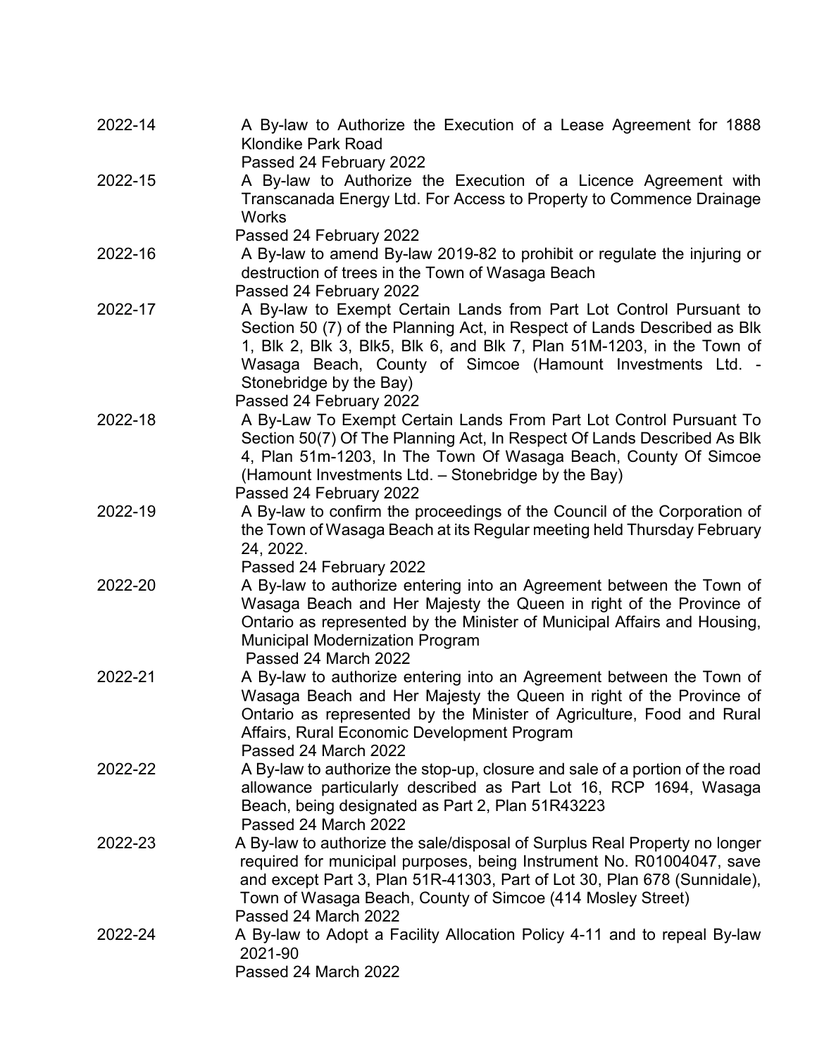| | |
|---|---|
| 2022-14 | A By-law to Authorize the Execution of a Lease Agreement for 1888 Klondike Park Road<br>Passed 24 February 2022 |
| 2022-15 | A By-law to Authorize the Execution of a Licence Agreement with Transcanada Energy Ltd. For Access to Property to Commence Drainage Works<br>Passed 24 February 2022 |
| 2022-16 | A By-law to amend By-law 2019-82 to prohibit or regulate the injuring or destruction of trees in the Town of Wasaga Beach<br>Passed 24 February 2022 |
| 2022-17 | A By-law to Exempt Certain Lands from Part Lot Control Pursuant to Section 50 (7) of the Planning Act, in Respect of Lands Described as Blk 1, Blk 2, Blk 3, Blk5, Blk 6, and Blk 7, Plan 51M-1203, in the Town of Wasaga Beach, County of Simcoe (Hamount Investments Ltd. - Stonebridge by the Bay)<br>Passed 24 February 2022 |
| 2022-18 | A By-Law To Exempt Certain Lands From Part Lot Control Pursuant To Section 50(7) Of The Planning Act, In Respect Of Lands Described As Blk 4, Plan 51m-1203, In The Town Of Wasaga Beach, County Of Simcoe (Hamount Investments Ltd. – Stonebridge by the Bay)<br>Passed 24 February 2022 |
| 2022-19 | A By-law to confirm the proceedings of the Council of the Corporation of the Town of Wasaga Beach at its Regular meeting held Thursday February 24, 2022.<br>Passed 24 February 2022 |
| 2022-20 | A By-law to authorize entering into an Agreement between the Town of Wasaga Beach and Her Majesty the Queen in right of the Province of Ontario as represented by the Minister of Municipal Affairs and Housing, Municipal Modernization Program<br>Passed 24 March 2022 |
| 2022-21 | A By-law to authorize entering into an Agreement between the Town of Wasaga Beach and Her Majesty the Queen in right of the Province of Ontario as represented by the Minister of Agriculture, Food and Rural Affairs, Rural Economic Development Program<br>Passed 24 March 2022 |
| 2022-22 | A By-law to authorize the stop-up, closure and sale of a portion of the road allowance particularly described as Part Lot 16, RCP 1694, Wasaga Beach, being designated as Part 2, Plan 51R43223<br>Passed 24 March 2022 |
| 2022-23 | A By-law to authorize the sale/disposal of Surplus Real Property no longer required for municipal purposes, being Instrument No. R01004047, save and except Part 3, Plan 51R-41303, Part of Lot 30, Plan 678 (Sunnidale), Town of Wasaga Beach, County of Simcoe (414 Mosley Street)<br>Passed 24 March 2022 |
| 2022-24 | A By-law to Adopt a Facility Allocation Policy 4-11 and to repeal By-law 2021-90<br>Passed 24 March 2022 |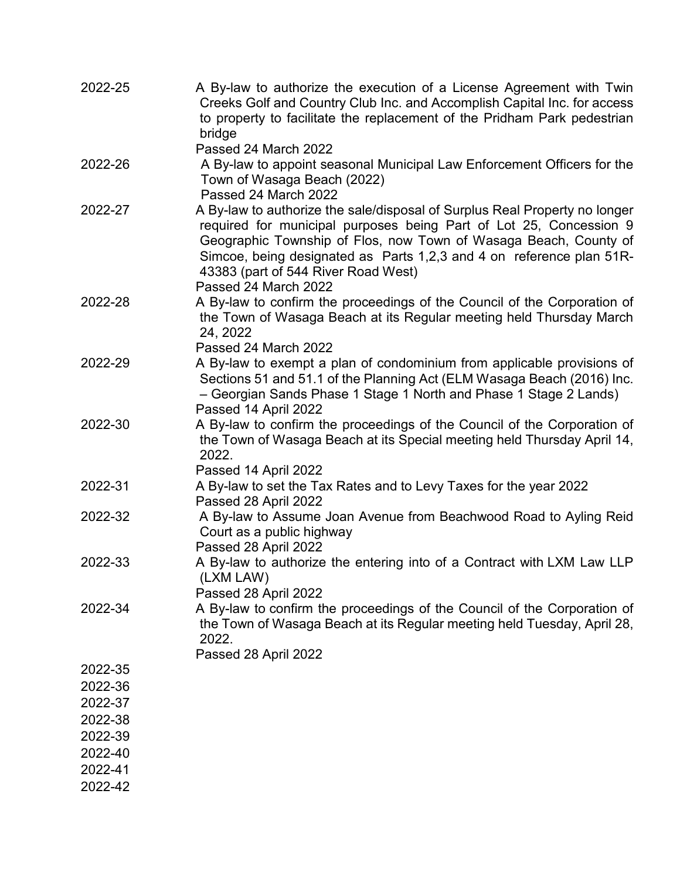| | |
|---|---|
| 2022-25 | A By-law to authorize the execution of a License Agreement with Twin Creeks Golf and Country Club Inc. and Accomplish Capital Inc. for access to property to facilitate the replacement of the Pridham Park pedestrian bridge<br>Passed 24 March 2022 |
| 2022-26 | A By-law to appoint seasonal Municipal Law Enforcement Officers for the Town of Wasaga Beach (2022)<br>Passed 24 March 2022 |
| 2022-27 | A By-law to authorize the sale/disposal of Surplus Real Property no longer required for municipal purposes being Part of Lot 25, Concession 9 Geographic Township of Flos, now Town of Wasaga Beach, County of Simcoe, being designated as Parts 1,2,3 and 4 on reference plan 51R-43383 (part of 544 River Road West)<br>Passed 24 March 2022 |
| 2022-28 | A By-law to confirm the proceedings of the Council of the Corporation of the Town of Wasaga Beach at its Regular meeting held Thursday March 24, 2022<br>Passed 24 March 2022 |
| 2022-29 | A By-law to exempt a plan of condominium from applicable provisions of Sections 51 and 51.1 of the Planning Act (ELM Wasaga Beach (2016) Inc. – Georgian Sands Phase 1 Stage 1 North and Phase 1 Stage 2 Lands)<br>Passed 14 April 2022 |
| 2022-30 | A By-law to confirm the proceedings of the Council of the Corporation of the Town of Wasaga Beach at its Special meeting held Thursday April 14, 2022.<br>Passed 14 April 2022 |
| 2022-31 | A By-law to set the Tax Rates and to Levy Taxes for the year 2022<br>Passed 28 April 2022 |
| 2022-32 | A By-law to Assume Joan Avenue from Beachwood Road to Ayling Reid Court as a public highway<br>Passed 28 April 2022 |
| 2022-33 | A By-law to authorize the entering into of a Contract with LXM Law LLP (LXM LAW)<br>Passed 28 April 2022 |
| 2022-34 | A By-law to confirm the proceedings of the Council of the Corporation of the Town of Wasaga Beach at its Regular meeting held Tuesday, April 28, 2022.<br>Passed 28 April 2022 |
| 2022-35 | |
| 2022-36 | |
| 2022-37 | |
| 2022-38 | |
| 2022-39 | |
| 2022-40 | |
| 2022-41 | |
| 2022-42 | |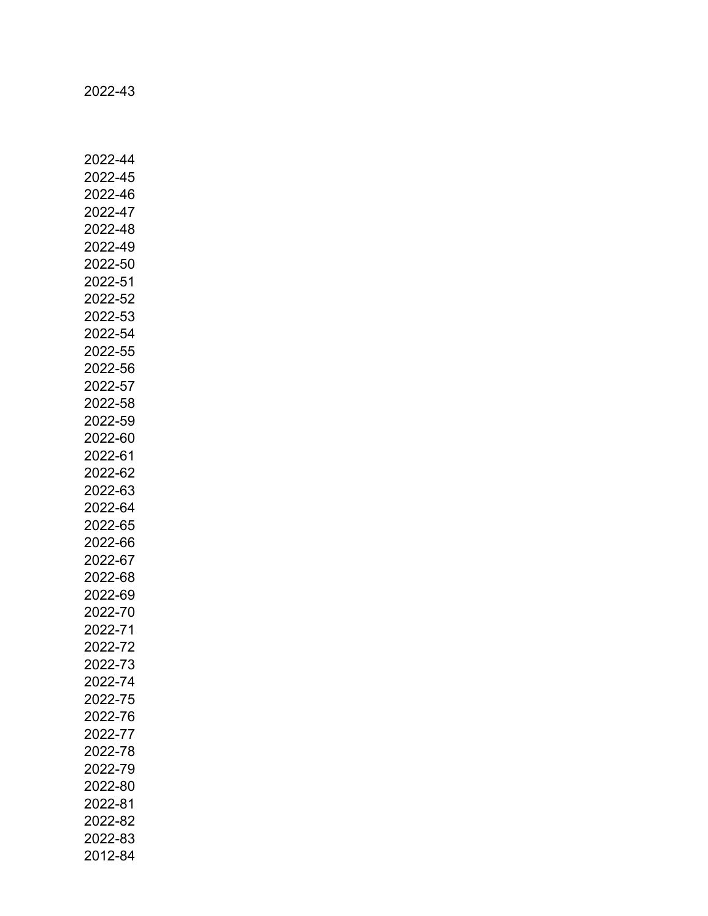2022-43

2022-44
2022-45
2022-46
2022-47
2022-48
2022-49
2022-50
2022-51
2022-52
2022-53
2022-54
2022-55
2022-56
2022-57
2022-58
2022-59
2022-60
2022-61
2022-62
2022-63
2022-64
2022-65
2022-66
2022-67
2022-68
2022-69
2022-70
2022-71
2022-72
2022-73
2022-74
2022-75
2022-76
2022-77
2022-78
2022-79
2022-80
2022-81
2022-82
2022-83
2012-84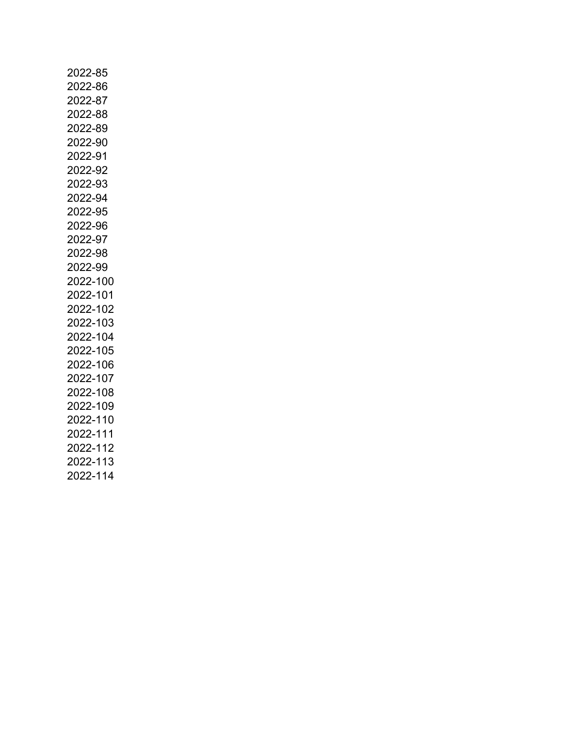2022-85
2022-86
2022-87
2022-88
2022-89
2022-90
2022-91
2022-92
2022-93
2022-94
2022-95
2022-96
2022-97
2022-98
2022-99
2022-100
2022-101
2022-102
2022-103
2022-104
2022-105
2022-106
2022-107
2022-108
2022-109
2022-110
2022-111
2022-112
2022-113
2022-114